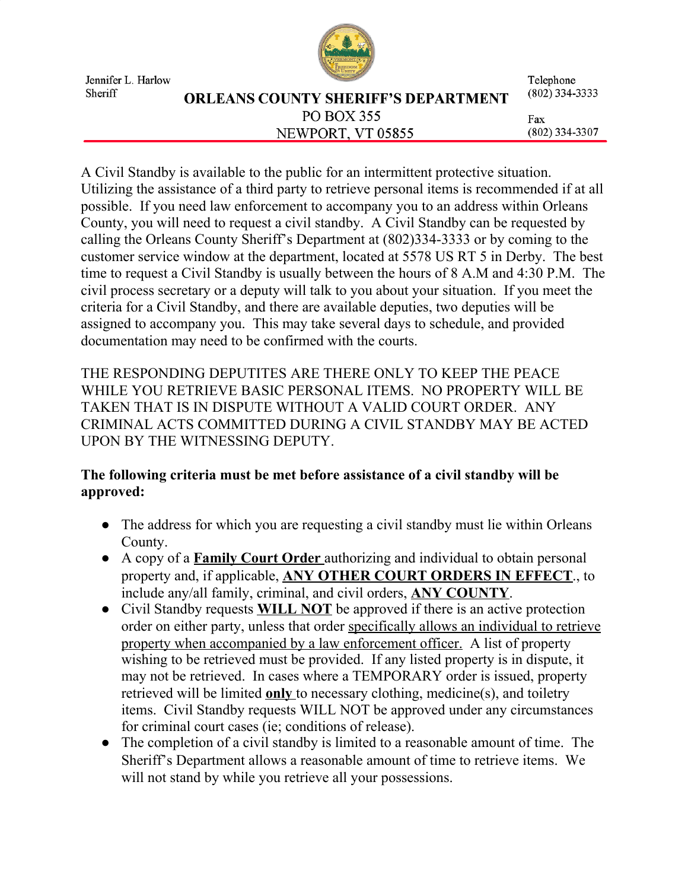Jennifer L. Harlow
Sheriff

# ORLEANS COUNTY SHERIFF'S DEPARTMENT

PO BOX 355
NEWPORT, VT 05855

Telephone
(802) 334-3333

Fax
(802) 334-3307

A Civil Standby is available to the public for an intermittent protective situation. Utilizing the assistance of a third party to retrieve personal items is recommended if at all possible. If you need law enforcement to accompany you to an address within Orleans County, you will need to request a civil standby. A Civil Standby can be requested by calling the Orleans County Sheriff's Department at (802)334-3333 or by coming to the customer service window at the department, located at 5578 US RT 5 in Derby. The best time to request a Civil Standby is usually between the hours of 8 A.M and 4:30 P.M. The civil process secretary or a deputy will talk to you about your situation. If you meet the criteria for a Civil Standby, and there are available deputies, two deputies will be assigned to accompany you. This may take several days to schedule, and provided documentation may need to be confirmed with the courts.

THE RESPONDING DEPUTITES ARE THERE ONLY TO KEEP THE PEACE WHILE YOU RETRIEVE BASIC PERSONAL ITEMS. NO PROPERTY WILL BE TAKEN THAT IS IN DISPUTE WITHOUT A VALID COURT ORDER. ANY CRIMINAL ACTS COMMITTED DURING A CIVIL STANDBY MAY BE ACTED UPON BY THE WITNESSING DEPUTY.

**The following criteria must be met before assistance of a civil standby will be approved:**

- The address for which you are requesting a civil standby must lie within Orleans County.
- A copy of a **Family Court Order** authorizing and individual to obtain personal property and, if applicable, **ANY OTHER COURT ORDERS IN EFFECT**., to include any/all family, criminal, and civil orders, **ANY COUNTY**.
- Civil Standby requests **WILL NOT** be approved if there is an active protection order on either party, unless that order specifically allows an individual to retrieve property when accompanied by a law enforcement officer. A list of property wishing to be retrieved must be provided. If any listed property is in dispute, it may not be retrieved. In cases where a TEMPORARY order is issued, property retrieved will be limited **only** to necessary clothing, medicine(s), and toiletry items. Civil Standby requests WILL NOT be approved under any circumstances for criminal court cases (ie; conditions of release).
- The completion of a civil standby is limited to a reasonable amount of time. The Sheriff's Department allows a reasonable amount of time to retrieve items. We will not stand by while you retrieve all your possessions.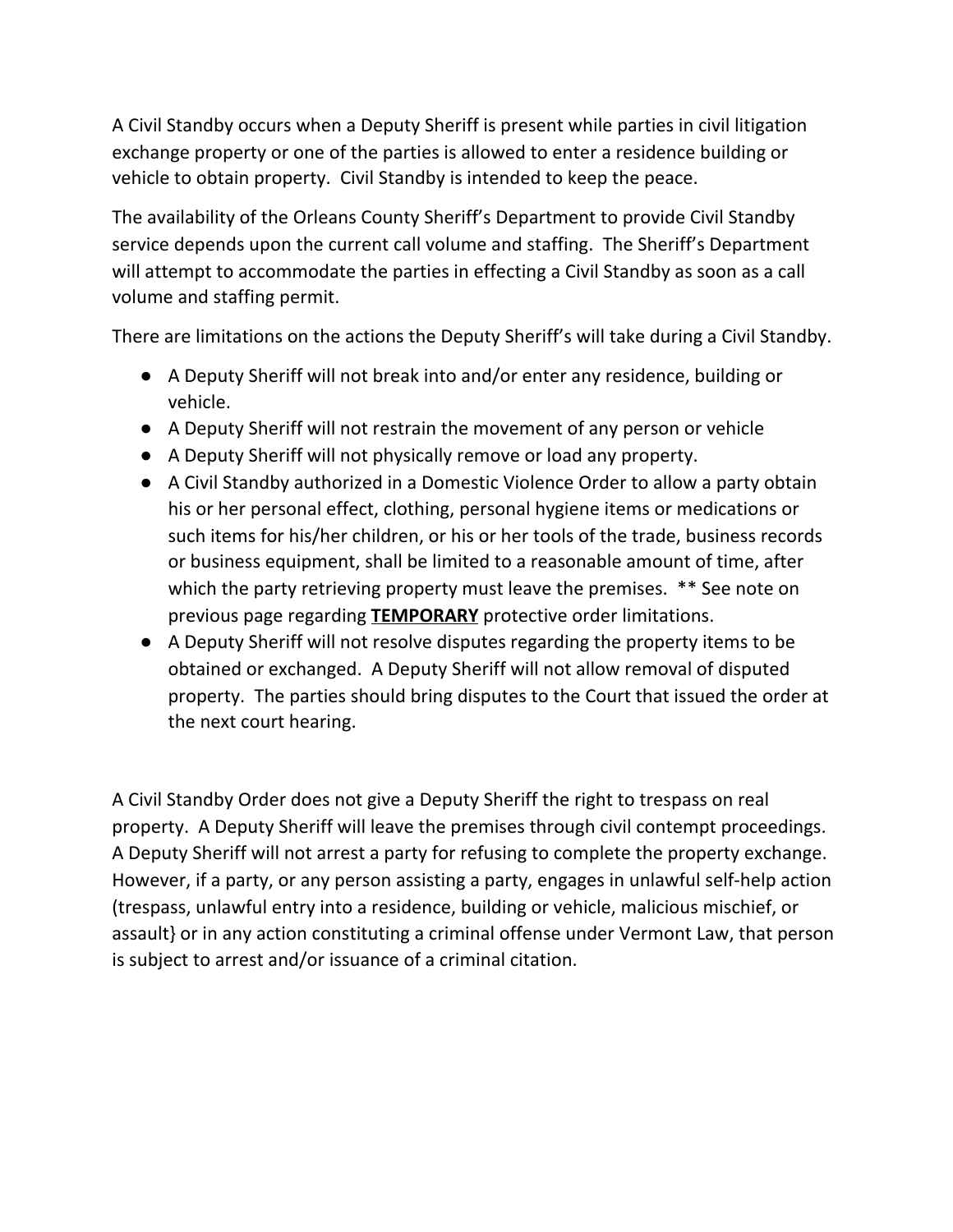A Civil Standby occurs when a Deputy Sheriff is present while parties in civil litigation exchange property or one of the parties is allowed to enter a residence building or vehicle to obtain property. Civil Standby is intended to keep the peace.

The availability of the Orleans County Sheriff's Department to provide Civil Standby service depends upon the current call volume and staffing. The Sheriff's Department will attempt to accommodate the parties in effecting a Civil Standby as soon as a call volume and staffing permit.

There are limitations on the actions the Deputy Sheriff's will take during a Civil Standby.

- A Deputy Sheriff will not break into and/or enter any residence, building or vehicle.
- A Deputy Sheriff will not restrain the movement of any person or vehicle
- A Deputy Sheriff will not physically remove or load any property.
- A Civil Standby authorized in a Domestic Violence Order to allow a party obtain his or her personal effect, clothing, personal hygiene items or medications or such items for his/her children, or his or her tools of the trade, business records or business equipment, shall be limited to a reasonable amount of time, after which the party retrieving property must leave the premises. ** See note on previous page regarding **<u>TEMPORARY</u>** protective order limitations.
- A Deputy Sheriff will not resolve disputes regarding the property items to be obtained or exchanged. A Deputy Sheriff will not allow removal of disputed property. The parties should bring disputes to the Court that issued the order at the next court hearing.

A Civil Standby Order does not give a Deputy Sheriff the right to trespass on real property. A Deputy Sheriff will leave the premises through civil contempt proceedings. A Deputy Sheriff will not arrest a party for refusing to complete the property exchange. However, if a party, or any person assisting a party, engages in unlawful self-help action (trespass, unlawful entry into a residence, building or vehicle, malicious mischief, or assault} or in any action constituting a criminal offense under Vermont Law, that person is subject to arrest and/or issuance of a criminal citation.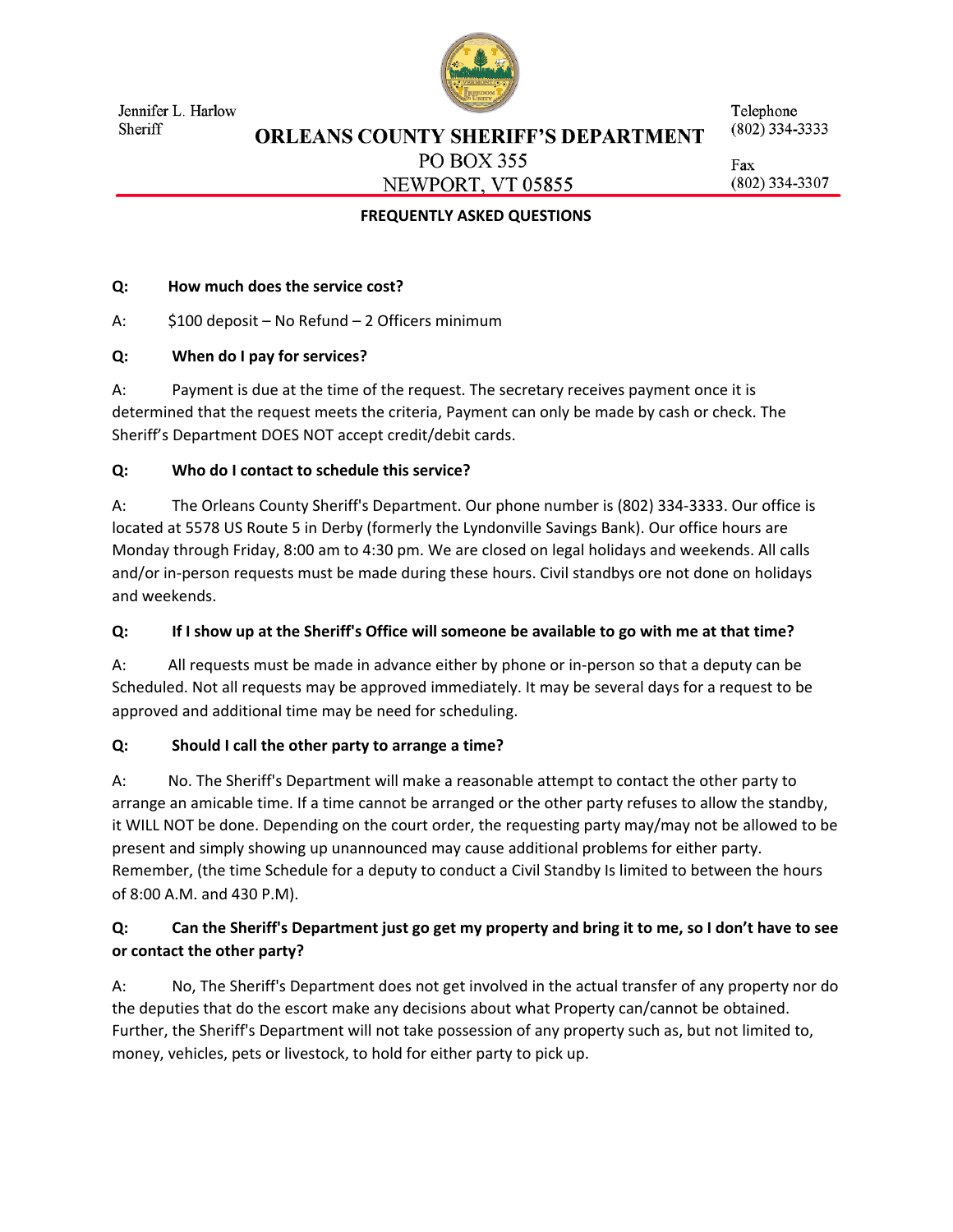Jennifer L. Harlow
Sheriff

# ORLEANS COUNTY SHERIFF'S DEPARTMENT

PO BOX 355
NEWPORT, VT 05855

Telephone
(802) 334-3333

Fax
(802) 334-3307

## FREQUENTLY ASKED QUESTIONS

**Q: How much does the service cost?**

A: $100 deposit – No Refund – 2 Officers minimum

**Q: When do I pay for services?**

A: Payment is due at the time of the request. The secretary receives payment once it is determined that the request meets the criteria, Payment can only be made by cash or check. The Sheriff's Department DOES NOT accept credit/debit cards.

**Q: Who do I contact to schedule this service?**

A: The Orleans County Sheriff's Department. Our phone number is (802) 334-3333. Our office is located at 5578 US Route 5 in Derby (formerly the Lyndonville Savings Bank). Our office hours are Monday through Friday, 8:00 am to 4:30 pm. We are closed on legal holidays and weekends. All calls and/or in-person requests must be made during these hours. Civil standbys ore not done on holidays and weekends.

**Q: If I show up at the Sheriff's Office will someone be available to go with me at that time?**

A: All requests must be made in advance either by phone or in-person so that a deputy can be Scheduled. Not all requests may be approved immediately. It may be several days for a request to be approved and additional time may be need for scheduling.

**Q: Should I call the other party to arrange a time?**

A: No. The Sheriff's Department will make a reasonable attempt to contact the other party to arrange an amicable time. If a time cannot be arranged or the other party refuses to allow the standby, it WILL NOT be done. Depending on the court order, the requesting party may/may not be allowed to be present and simply showing up unannounced may cause additional problems for either party. Remember, (the time Schedule for a deputy to conduct a Civil Standby Is limited to between the hours of 8:00 A.M. and 430 P.M).

**Q: Can the Sheriff's Department just go get my property and bring it to me, so I don't have to see or contact the other party?**

A: No, The Sheriff's Department does not get involved in the actual transfer of any property nor do the deputies that do the escort make any decisions about what Property can/cannot be obtained. Further, the Sheriff's Department will not take possession of any property such as, but not limited to, money, vehicles, pets or livestock, to hold for either party to pick up.